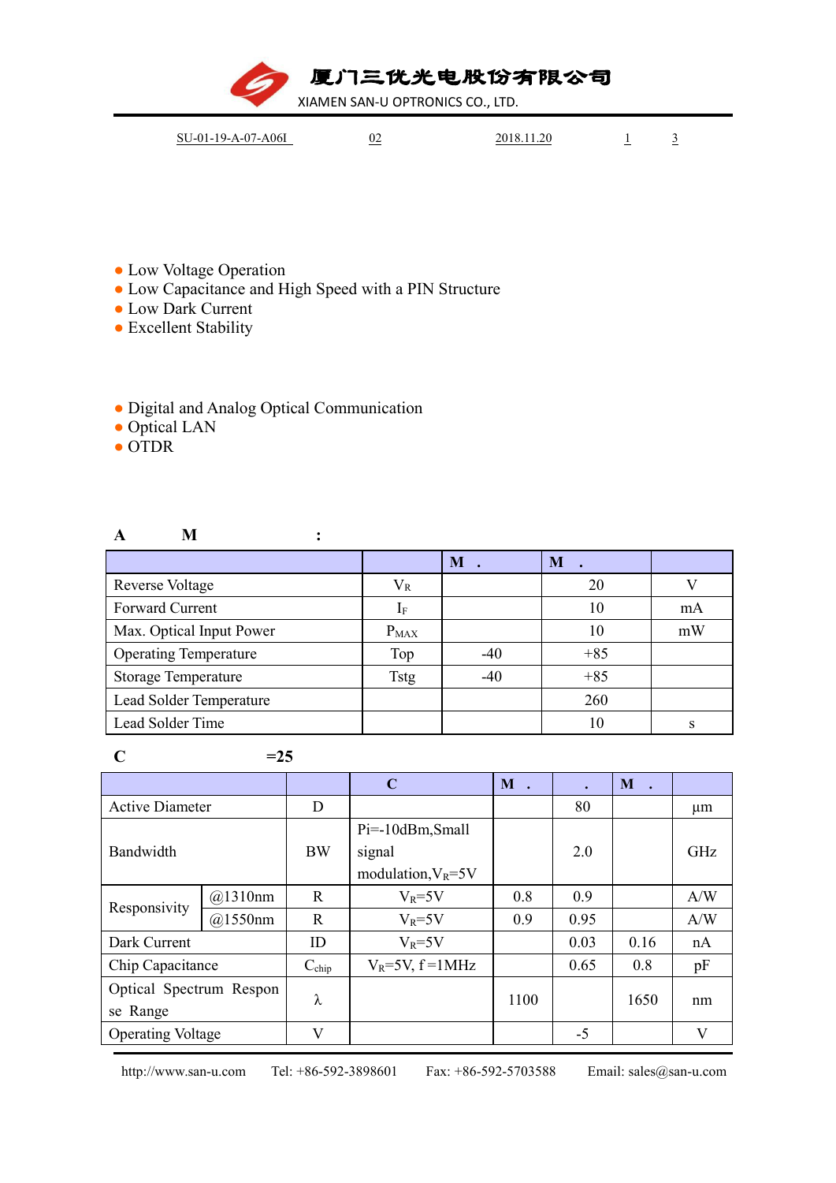# 厦门三优光电股份有限公司

XIAMEN SAN-U OPTRONICS CO., LTD.

SU-01-19-A-07-A06I 02 2018.11.20

- Low Voltage Operation
- Low Capacitance and High Speed with a PIN Structure
- Low Dark Current
- Excellent Stability

- Digital and Analog Optical Communication
- Optical LAN
- OTDR

**A M :**

| | | M . | M . | |
|---|---|---|---|---|
| Reverse Voltage | $V_R$ | | 20 | V |
| Forward Current | $I_F$ | | 10 | mA |
| Max. Optical Input Power | $P_{MAX}$ | | 10 | mW |
| Operating Temperature | Top | -40 | +85 | |
| Storage Temperature | Tstg | -40 | +85 | |
| Lead Solder Temperature | | | 260 | |
| Lead Solder Time | | | 10 | s |

**C =25**

| | | | C | M . | . | M . | |
|---|---|---|---|---|---|---|---|
| Active Diameter | | D | | | 80 | | µm |
| Bandwidth | | BW | Pi=-10dBm,Small signal modulation,$V_R$=5V | | 2.0 | | GHz |
| Responsivity | @1310nm | R | $V_R$=5V | 0.8 | 0.9 | | A/W |
| | @1550nm | R | $V_R$=5V | 0.9 | 0.95 | | A/W |
| Dark Current | | ID | $V_R$=5V | | 0.03 | 0.16 | nA |
| Chip Capacitance | | $C_{chip}$ | $V_R$=5V, f =1MHz | | 0.65 | 0.8 | pF |
| Optical Spectrum Response Range | | λ | | 1100 | | 1650 | nm |
| Operating Voltage | | V | | | -5 | | V |

http://www.san-u.com Tel: +86-592-3898601 Fax: +86-592-5703588 Email: sales@san-u.com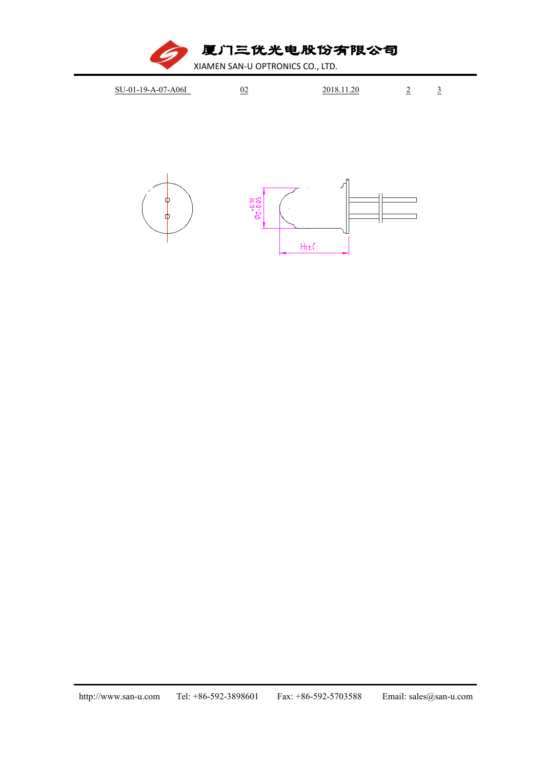SU-01-19-A-07-A06I 02 2018.11.20

$\phi 2^{+0.10}_{-0.05}$

H1±1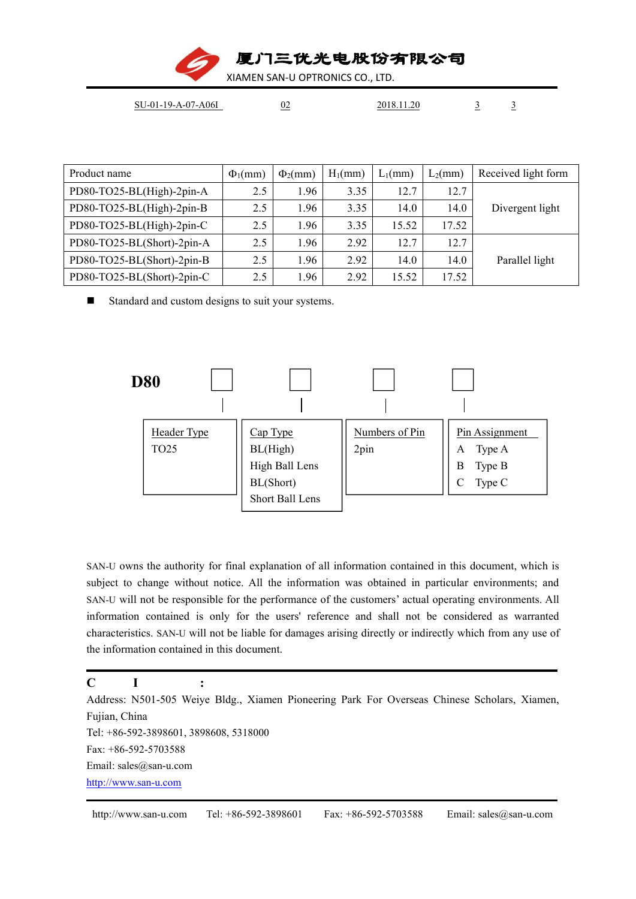| Product name | $\Phi_1$(mm) | $\Phi_2$(mm) | $H_1$(mm) | $L_1$(mm) | $L_2$(mm) | Received light form |
|---|---|---|---|---|---|---|
| PD80-TO25-BL(High)-2pin-A | 2.5 | 1.96 | 3.35 | 12.7 | 12.7 | Divergent light |
| PD80-TO25-BL(High)-2pin-B | 2.5 | 1.96 | 3.35 | 14.0 | 14.0 | |
| PD80-TO25-BL(High)-2pin-C | 2.5 | 1.96 | 3.35 | 15.52 | 17.52 | |
| PD80-TO25-BL(Short)-2pin-A | 2.5 | 1.96 | 2.92 | 12.7 | 12.7 | Parallel light |
| PD80-TO25-BL(Short)-2pin-B | 2.5 | 1.96 | 2.92 | 14.0 | 14.0 | |
| PD80-TO25-BL(Short)-2pin-C | 2.5 | 1.96 | 2.92 | 15.52 | 17.52 | |

- Standard and custom designs to suit your systems.

**D80** □ □ □ □

| Header Type | Cap Type | Numbers of Pin | Pin Assignment |
|---|---|---|---|
| TO25 | BL(High) High Ball Lens<br>BL(Short) Short Ball Lens | 2pin | A Type A<br>B Type B<br>C Type C |

SAN-U owns the authority for final explanation of all information contained in this document, which is subject to change without notice. All the information was obtained in particular environments; and SAN-U will not be responsible for the performance of the customers' actual operating environments. All information contained is only for the users' reference and shall not be considered as warranted characteristics. SAN-U will not be liable for damages arising directly or indirectly which from any use of the information contained in this document.

**C I :**

Address: N501-505 Weiye Bldg., Xiamen Pioneering Park For Overseas Chinese Scholars, Xiamen, Fujian, China

Tel: +86-592-3898601, 3898608, 5318000

Fax: +86-592-5703588

Email: sales@san-u.com

http://www.san-u.com